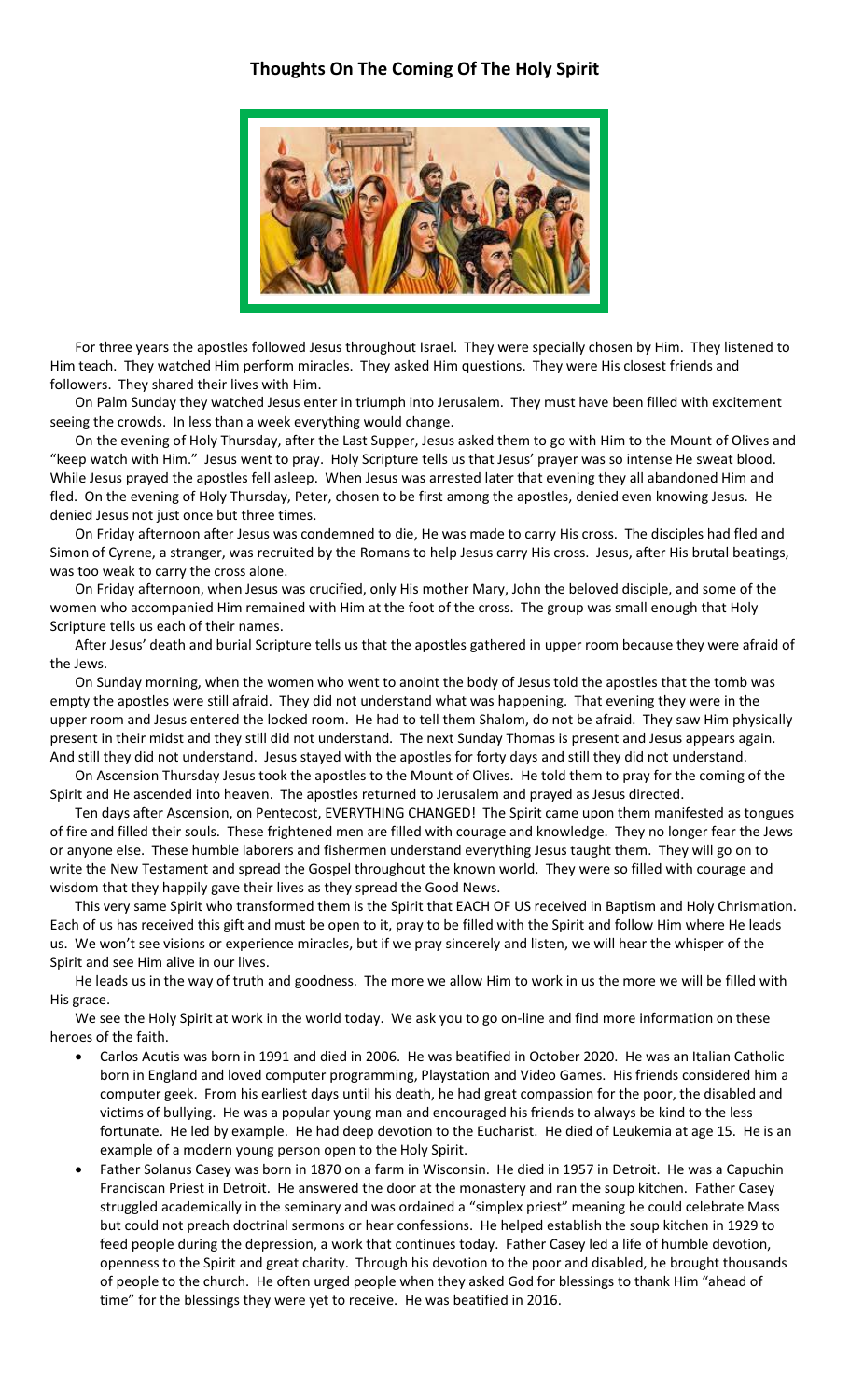## Thoughts On The Coming Of The Holy Spirit

For three years the apostles followed Jesus throughout Israel. They were specially chosen by Him. They listened to Him teach. They watched Him perform miracles. They asked Him questions. They were His closest friends and followers. They shared their lives with Him.

On Palm Sunday they watched Jesus enter in triumph into Jerusalem. They must have been filled with excitement seeing the crowds. In less than a week everything would change.

On the evening of Holy Thursday, after the Last Supper, Jesus asked them to go with Him to the Mount of Olives and "keep watch with Him." Jesus went to pray. Holy Scripture tells us that Jesus' prayer was so intense He sweat blood. While Jesus prayed the apostles fell asleep. When Jesus was arrested later that evening they all abandoned Him and fled. On the evening of Holy Thursday, Peter, chosen to be first among the apostles, denied even knowing Jesus. He denied Jesus not just once but three times.

On Friday afternoon after Jesus was condemned to die, He was made to carry His cross. The disciples had fled and Simon of Cyrene, a stranger, was recruited by the Romans to help Jesus carry His cross. Jesus, after His brutal beatings, was too weak to carry the cross alone.

On Friday afternoon, when Jesus was crucified, only His mother Mary, John the beloved disciple, and some of the women who accompanied Him remained with Him at the foot of the cross. The group was small enough that Holy Scripture tells us each of their names.

After Jesus' death and burial Scripture tells us that the apostles gathered in upper room because they were afraid of the Jews.

On Sunday morning, when the women who went to anoint the body of Jesus told the apostles that the tomb was empty the apostles were still afraid. They did not understand what was happening. That evening they were in the upper room and Jesus entered the locked room. He had to tell them Shalom, do not be afraid. They saw Him physically present in their midst and they still did not understand. The next Sunday Thomas is present and Jesus appears again. And still they did not understand. Jesus stayed with the apostles for forty days and still they did not understand.

On Ascension Thursday Jesus took the apostles to the Mount of Olives. He told them to pray for the coming of the Spirit and He ascended into heaven. The apostles returned to Jerusalem and prayed as Jesus directed.

Ten days after Ascension, on Pentecost, EVERYTHING CHANGED! The Spirit came upon them manifested as tongues of fire and filled their souls. These frightened men are filled with courage and knowledge. They no longer fear the Jews or anyone else. These humble laborers and fishermen understand everything Jesus taught them. They will go on to write the New Testament and spread the Gospel throughout the known world. They were so filled with courage and wisdom that they happily gave their lives as they spread the Good News.

This very same Spirit who transformed them is the Spirit that EACH OF US received in Baptism and Holy Chrismation. Each of us has received this gift and must be open to it, pray to be filled with the Spirit and follow Him where He leads us. We won't see visions or experience miracles, but if we pray sincerely and listen, we will hear the whisper of the Spirit and see Him alive in our lives.

He leads us in the way of truth and goodness. The more we allow Him to work in us the more we will be filled with His grace.

We see the Holy Spirit at work in the world today. We ask you to go on-line and find more information on these heroes of the faith.

- Carlos Acutis was born in 1991 and died in 2006. He was beatified in October 2020. He was an Italian Catholic born in England and loved computer programming, Playstation and Video Games. His friends considered him a computer geek. From his earliest days until his death, he had great compassion for the poor, the disabled and victims of bullying. He was a popular young man and encouraged his friends to always be kind to the less fortunate. He led by example. He had deep devotion to the Eucharist. He died of Leukemia at age 15. He is an example of a modern young person open to the Holy Spirit.
- Father Solanus Casey was born in 1870 on a farm in Wisconsin. He died in 1957 in Detroit. He was a Capuchin Franciscan Priest in Detroit. He answered the door at the monastery and ran the soup kitchen. Father Casey struggled academically in the seminary and was ordained a "simplex priest" meaning he could celebrate Mass but could not preach doctrinal sermons or hear confessions. He helped establish the soup kitchen in 1929 to feed people during the depression, a work that continues today. Father Casey led a life of humble devotion, openness to the Spirit and great charity. Through his devotion to the poor and disabled, he brought thousands of people to the church. He often urged people when they asked God for blessings to thank Him "ahead of time" for the blessings they were yet to receive. He was beatified in 2016.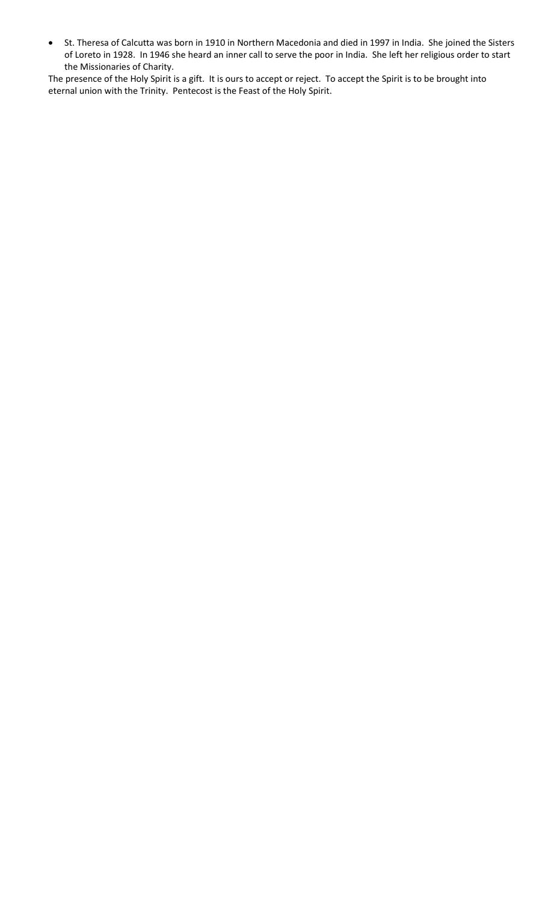- St. Theresa of Calcutta was born in 1910 in Northern Macedonia and died in 1997 in India. She joined the Sisters of Loreto in 1928. In 1946 she heard an inner call to serve the poor in India. She left her religious order to start the Missionaries of Charity.

The presence of the Holy Spirit is a gift. It is ours to accept or reject. To accept the Spirit is to be brought into eternal union with the Trinity. Pentecost is the Feast of the Holy Spirit.